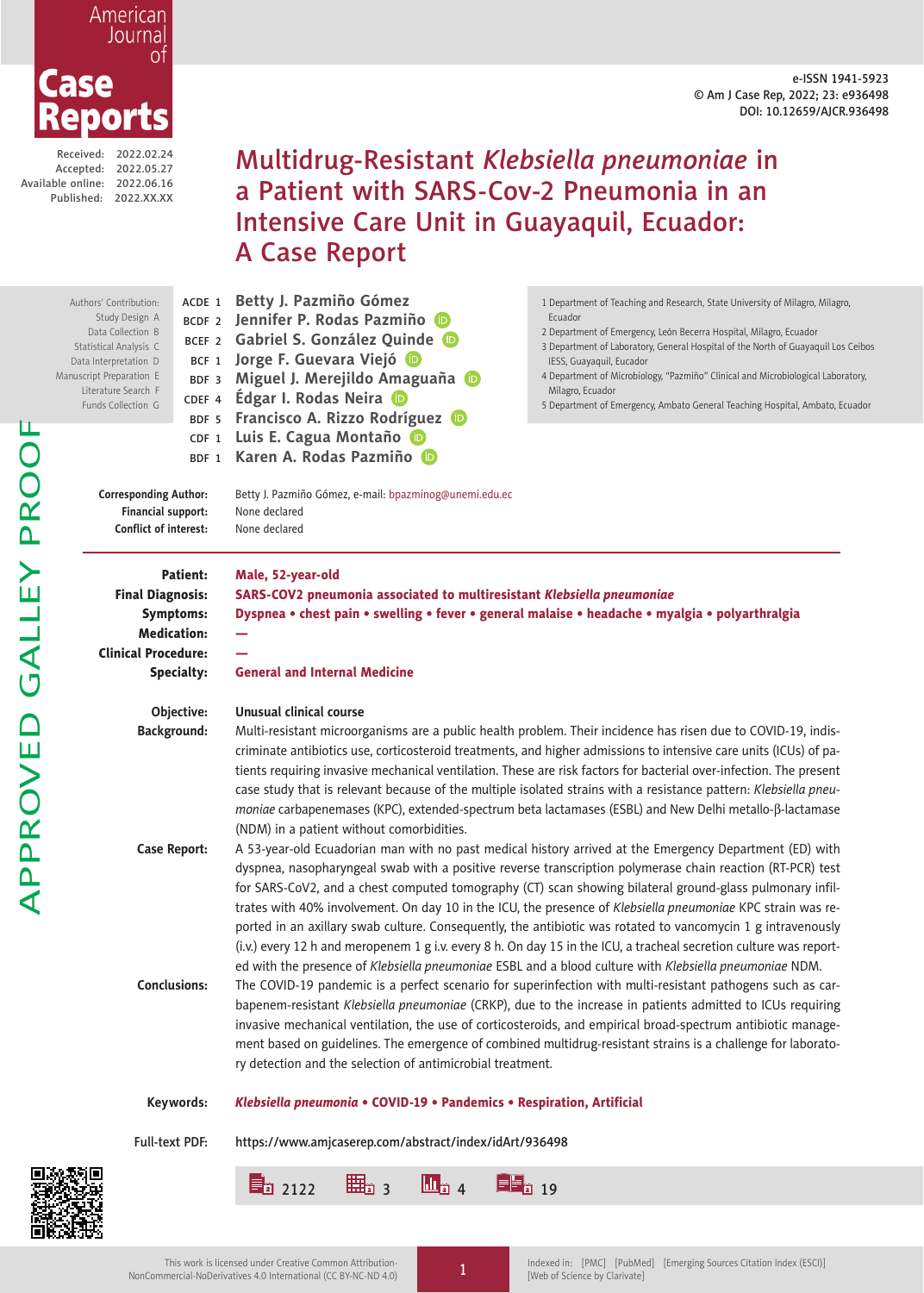e-ISSN 1941-5923
© Am J Case Rep, 2022; 23: e936498
DOI: 10.12659/AJCR.936498

Received: 2022.02.24
Accepted: 2022.05.27
Available online: 2022.06.16
Published: 2022.XX.XX

# Multidrug-Resistant *Klebsiella pneumoniae* in a Patient with SARS-Cov-2 Pneumonia in an Intensive Care Unit in Guayaquil, Ecuador: A Case Report

Authors' Contribution: Study Design A, Data Collection B, Statistical Analysis C, Data Interpretation D, Manuscript Preparation E, Literature Search F, Funds Collection G

ACDE 1 **Betty J. Pazmiño Gómez**
BCDF 2 **Jennifer P. Rodas Pazmiño**
BCEF 2 **Gabriel S. González Quinde**
BCF 1 **Jorge F. Guevara Viejó**
BDF 3 **Miguel J. Merejildo Amaguaña**
CDEF 4 **Édgar I. Rodas Neira**
BDF 5 **Francisco A. Rizzo Rodríguez**
CDF 1 **Luis E. Cagua Montaño**
BDF 1 **Karen A. Rodas Pazmiño**

1 Department of Teaching and Research, State University of Milagro, Milagro, Ecuador
2 Department of Emergency, León Becerra Hospital, Milagro, Ecuador
3 Department of Laboratory, General Hospital of the North of Guayaquil Los Ceibos IESS, Guayaquil, Eucador
4 Department of Microbiology, "Pazmiño" Clinical and Microbiological Laboratory, Milagro, Ecuador
5 Department of Emergency, Ambato General Teaching Hospital, Ambato, Ecuador

**Corresponding Author:** Betty J. Pazmiño Gómez, e-mail: bpazminog@unemi.edu.ec
**Financial support:** None declared
**Conflict of interest:** None declared

**Patient:** Male, 52-year-old
**Final Diagnosis:** SARS-COV2 pneumonia associated to multiresistant *Klebsiella pneumoniae*
**Symptoms:** Dyspnea • chest pain • swelling • fever • general malaise • headache • myalgia • polyarthralgia
**Medication:** —
**Clinical Procedure:** —
**Specialty:** General and Internal Medicine

**Objective:** Unusual clinical course

**Background:** Multi-resistant microorganisms are a public health problem. Their incidence has risen due to COVID-19, indiscriminate antibiotics use, corticosteroid treatments, and higher admissions to intensive care units (ICUs) of patients requiring invasive mechanical ventilation. These are risk factors for bacterial over-infection. The present case study that is relevant because of the multiple isolated strains with a resistance pattern: *Klebsiella pneumoniae* carbapenemases (KPC), extended-spectrum beta lactamases (ESBL) and New Delhi metallo-β-lactamase (NDM) in a patient without comorbidities.

**Case Report:** A 53-year-old Ecuadorian man with no past medical history arrived at the Emergency Department (ED) with dyspnea, nasopharyngeal swab with a positive reverse transcription polymerase chain reaction (RT-PCR) test for SARS-CoV2, and a chest computed tomography (CT) scan showing bilateral ground-glass pulmonary infiltrates with 40% involvement. On day 10 in the ICU, the presence of *Klebsiella pneumoniae* KPC strain was reported in an axillary swab culture. Consequently, the antibiotic was rotated to vancomycin 1 g intravenously (i.v.) every 12 h and meropenem 1 g i.v. every 8 h. On day 15 in the ICU, a tracheal secretion culture was reported with the presence of *Klebsiella pneumoniae* ESBL and a blood culture with *Klebsiella pneumoniae* NDM.

**Conclusions:** The COVID-19 pandemic is a perfect scenario for superinfection with multi-resistant pathogens such as carbapenem-resistant *Klebsiella pneumoniae* (CRKP), due to the increase in patients admitted to ICUs requiring invasive mechanical ventilation, the use of corticosteroids, and empirical broad-spectrum antibiotic management based on guidelines. The emergence of combined multidrug-resistant strains is a challenge for laboratory detection and the selection of antimicrobial treatment.

**Keywords:** *Klebsiella pneumonia* • COVID-19 • Pandemics • Respiration, Artificial

**Full-text PDF:** https://www.amjcaserep.com/abstract/index/idArt/936498

2122 | 3 | 4 | 19

This work is licensed under Creative Common Attribution-NonCommercial-NoDerivatives 4.0 International (CC BY-NC-ND 4.0)

Indexed in: [PMC] [PubMed] [Emerging Sources Citation Index (ESCI)] [Web of Science by Clarivate]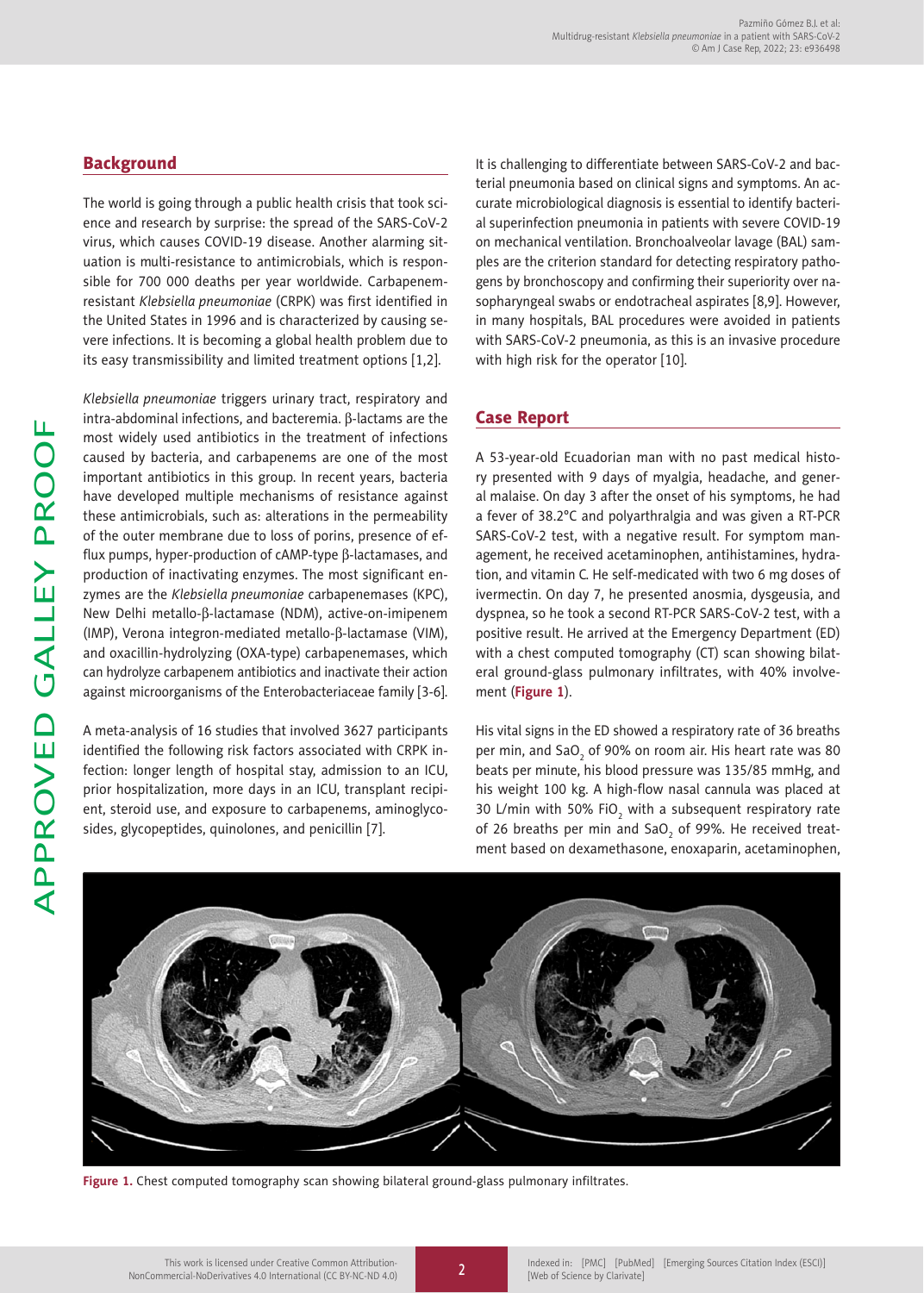## Background

The world is going through a public health crisis that took science and research by surprise: the spread of the SARS-CoV-2 virus, which causes COVID-19 disease. Another alarming situation is multi-resistance to antimicrobials, which is responsible for 700 000 deaths per year worldwide. Carbapenem-resistant *Klebsiella pneumoniae* (CRPK) was first identified in the United States in 1996 and is characterized by causing severe infections. It is becoming a global health problem due to its easy transmissibility and limited treatment options [1,2].

*Klebsiella pneumoniae* triggers urinary tract, respiratory and intra-abdominal infections, and bacteremia. β-lactams are the most widely used antibiotics in the treatment of infections caused by bacteria, and carbapenems are one of the most important antibiotics in this group. In recent years, bacteria have developed multiple mechanisms of resistance against these antimicrobials, such as: alterations in the permeability of the outer membrane due to loss of porins, presence of efflux pumps, hyper-production of cAMP-type β-lactamases, and production of inactivating enzymes. The most significant enzymes are the *Klebsiella pneumoniae* carbapenemases (KPC), New Delhi metallo-β-lactamase (NDM), active-on-imipenem (IMP), Verona integron-mediated metallo-β-lactamase (VIM), and oxacillin-hydrolyzing (OXA-type) carbapenemases, which can hydrolyze carbapenem antibiotics and inactivate their action against microorganisms of the Enterobacteriaceae family [3-6].

A meta-analysis of 16 studies that involved 3627 participants identified the following risk factors associated with CRPK infection: longer length of hospital stay, admission to an ICU, prior hospitalization, more days in an ICU, transplant recipient, steroid use, and exposure to carbapenems, aminoglycosides, glycopeptides, quinolones, and penicillin [7].

It is challenging to differentiate between SARS-CoV-2 and bacterial pneumonia based on clinical signs and symptoms. An accurate microbiological diagnosis is essential to identify bacterial superinfection pneumonia in patients with severe COVID-19 on mechanical ventilation. Bronchoalveolar lavage (BAL) samples are the criterion standard for detecting respiratory pathogens by bronchoscopy and confirming their superiority over nasopharyngeal swabs or endotracheal aspirates [8,9]. However, in many hospitals, BAL procedures were avoided in patients with SARS-CoV-2 pneumonia, as this is an invasive procedure with high risk for the operator [10].

## Case Report

A 53-year-old Ecuadorian man with no past medical history presented with 9 days of myalgia, headache, and general malaise. On day 3 after the onset of his symptoms, he had a fever of 38.2°C and polyarthralgia and was given a RT-PCR SARS-CoV-2 test, with a negative result. For symptom management, he received acetaminophen, antihistamines, hydration, and vitamin C. He self-medicated with two 6 mg doses of ivermectin. On day 7, he presented anosmia, dysgeusia, and dyspnea, so he took a second RT-PCR SARS-CoV-2 test, with a positive result. He arrived at the Emergency Department (ED) with a chest computed tomography (CT) scan showing bilateral ground-glass pulmonary infiltrates, with 40% involvement (**Figure 1**).

His vital signs in the ED showed a respiratory rate of 36 breaths per min, and $SaO_2$ of 90% on room air. His heart rate was 80 beats per minute, his blood pressure was 135/85 mmHg, and his weight 100 kg. A high-flow nasal cannula was placed at 30 L/min with 50% $FiO_2$ with a subsequent respiratory rate of 26 breaths per min and $SaO_2$ of 99%. He received treatment based on dexamethasone, enoxaparin, acetaminophen,

**Figure 1.** Chest computed tomography scan showing bilateral ground-glass pulmonary infiltrates.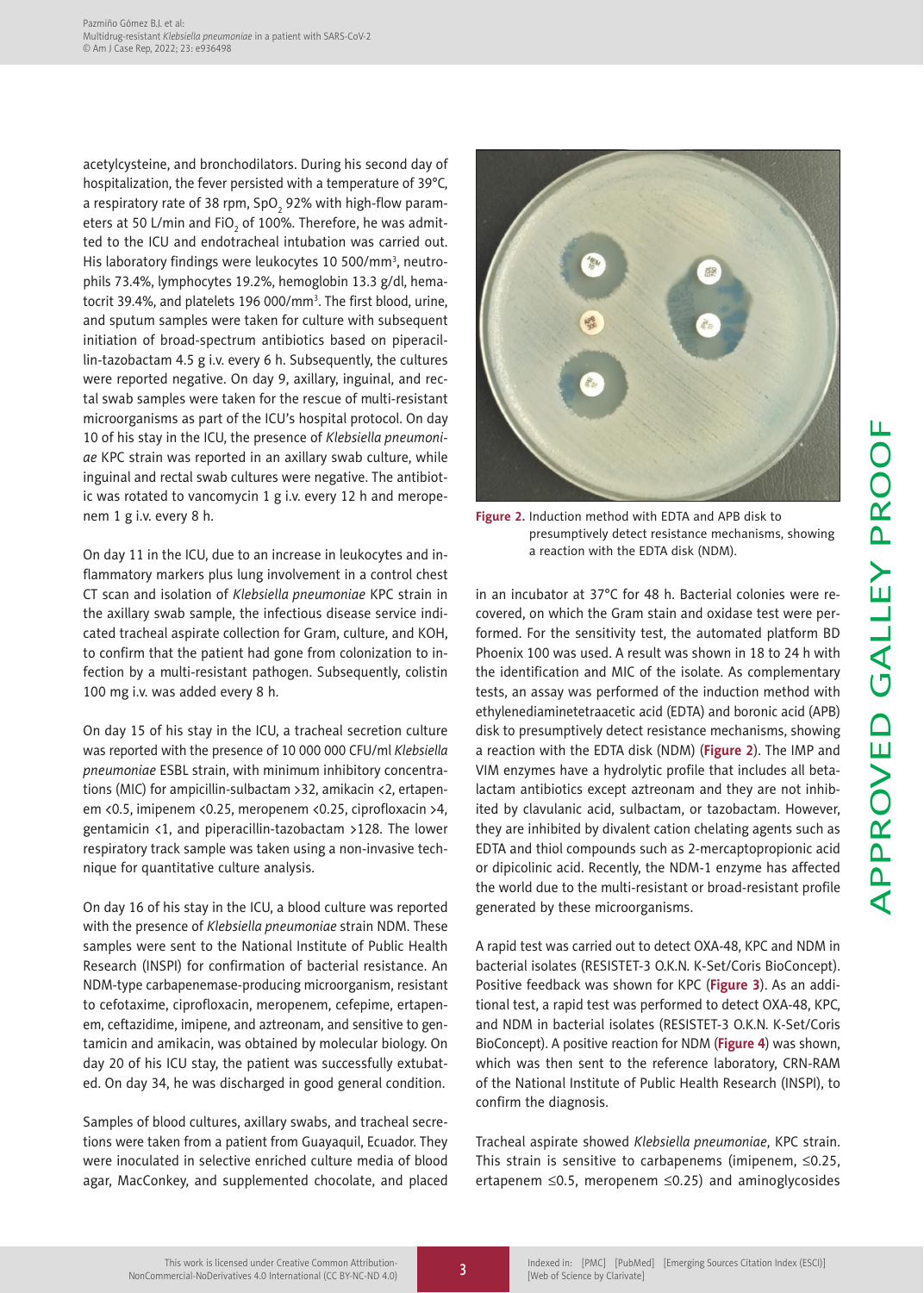acetylcysteine, and bronchodilators. During his second day of hospitalization, the fever persisted with a temperature of 39°C, a respiratory rate of 38 rpm, $SpO_2$ 92% with high-flow parameters at 50 L/min and $FiO_2$ of 100%. Therefore, he was admitted to the ICU and endotracheal intubation was carried out. His laboratory findings were leukocytes 10 500/mm$^3$, neutrophils 73.4%, lymphocytes 19.2%, hemoglobin 13.3 g/dl, hematocrit 39.4%, and platelets 196 000/mm$^3$. The first blood, urine, and sputum samples were taken for culture with subsequent initiation of broad-spectrum antibiotics based on piperacillin-tazobactam 4.5 g i.v. every 6 h. Subsequently, the cultures were reported negative. On day 9, axillary, inguinal, and rectal swab samples were taken for the rescue of multi-resistant microorganisms as part of the ICU's hospital protocol. On day 10 of his stay in the ICU, the presence of *Klebsiella pneumoniae* KPC strain was reported in an axillary swab culture, while inguinal and rectal swab cultures were negative. The antibiotic was rotated to vancomycin 1 g i.v. every 12 h and meropenem 1 g i.v. every 8 h.

On day 11 in the ICU, due to an increase in leukocytes and inflammatory markers plus lung involvement in a control chest CT scan and isolation of *Klebsiella pneumoniae* KPC strain in the axillary swab sample, the infectious disease service indicated tracheal aspirate collection for Gram, culture, and KOH, to confirm that the patient had gone from colonization to infection by a multi-resistant pathogen. Subsequently, colistin 100 mg i.v. was added every 8 h.

On day 15 of his stay in the ICU, a tracheal secretion culture was reported with the presence of 10 000 000 CFU/ml *Klebsiella pneumoniae* ESBL strain, with minimum inhibitory concentrations (MIC) for ampicillin-sulbactam >32, amikacin <2, ertapenem <0.5, imipenem <0.25, meropenem <0.25, ciprofloxacin >4, gentamicin <1, and piperacillin-tazobactam >128. The lower respiratory track sample was taken using a non-invasive technique for quantitative culture analysis.

On day 16 of his stay in the ICU, a blood culture was reported with the presence of *Klebsiella pneumoniae* strain NDM. These samples were sent to the National Institute of Public Health Research (INSPI) for confirmation of bacterial resistance. An NDM-type carbapenemase-producing microorganism, resistant to cefotaxime, ciprofloxacin, meropenem, cefepime, ertapenem, ceftazidime, imipene, and aztreonam, and sensitive to gentamicin and amikacin, was obtained by molecular biology. On day 20 of his ICU stay, the patient was successfully extubated. On day 34, he was discharged in good general condition.

Samples of blood cultures, axillary swabs, and tracheal secretions were taken from a patient from Guayaquil, Ecuador. They were inoculated in selective enriched culture media of blood agar, MacConkey, and supplemented chocolate, and placed in an incubator at 37°C for 48 h. Bacterial colonies were recovered, on which the Gram stain and oxidase test were performed. For the sensitivity test, the automated platform BD Phoenix 100 was used. A result was shown in 18 to 24 h with the identification and MIC of the isolate. As complementary tests, an assay was performed of the induction method with ethylenediaminetetraacetic acid (EDTA) and boronic acid (APB) disk to presumptively detect resistance mechanisms, showing a reaction with the EDTA disk (NDM) (**Figure 2**). The IMP and VIM enzymes have a hydrolytic profile that includes all beta-lactam antibiotics except aztreonam and they are not inhibited by clavulanic acid, sulbactam, or tazobactam. However, they are inhibited by divalent cation chelating agents such as EDTA and thiol compounds such as 2-mercaptopropionic acid or dipicolinic acid. Recently, the NDM-1 enzyme has affected the world due to the multi-resistant or broad-resistant profile generated by these microorganisms.

**Figure 2.** Induction method with EDTA and APB disk to presumptively detect resistance mechanisms, showing a reaction with the EDTA disk (NDM).

A rapid test was carried out to detect OXA-48, KPC and NDM in bacterial isolates (RESISTET-3 O.K.N. K-Set/Coris BioConcept). Positive feedback was shown for KPC (**Figure 3**). As an additional test, a rapid test was performed to detect OXA-48, KPC, and NDM in bacterial isolates (RESISTET-3 O.K.N. K-Set/Coris BioConcept). A positive reaction for NDM (**Figure 4**) was shown, which was then sent to the reference laboratory, CRN-RAM of the National Institute of Public Health Research (INSPI), to confirm the diagnosis.

Tracheal aspirate showed *Klebsiella pneumoniae*, KPC strain. This strain is sensitive to carbapenems (imipenem, ≤0.25, ertapenem ≤0.5, meropenem ≤0.25) and aminoglycosides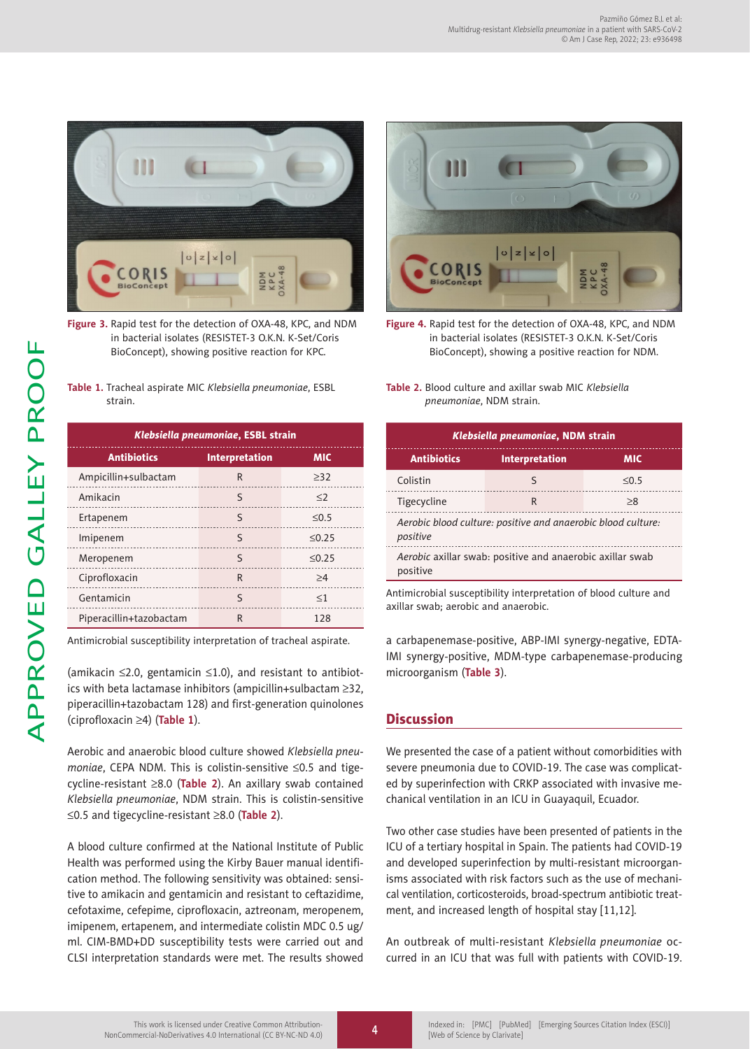Figure 3. Rapid test for the detection of OXA-48, KPC, and NDM in bacterial isolates (RESISTET-3 O.K.N. K-Set/Coris BioConcept), showing positive reaction for KPC.

Figure 4. Rapid test for the detection of OXA-48, KPC, and NDM in bacterial isolates (RESISTET-3 O.K.N. K-Set/Coris BioConcept), showing a positive reaction for NDM.

Table 1. Tracheal aspirate MIC *Klebsiella pneumoniae*, ESBL strain.

| *Klebsiella pneumoniae*, ESBL strain | | |
|---|---|---|
| Antibiotics | Interpretation | MIC |
| Ampicillin+sulbactam | R | ≥32 |
| Amikacin | S | ≤2 |
| Ertapenem | S | ≤0.5 |
| Imipenem | S | ≤0.25 |
| Meropenem | S | ≤0.25 |
| Ciprofloxacin | R | ≥4 |
| Gentamicin | S | ≤1 |
| Piperacillin+tazobactam | R | 128 |

Antimicrobial susceptibility interpretation of tracheal aspirate.

(amikacin ≤2.0, gentamicin ≤1.0), and resistant to antibiotics with beta lactamase inhibitors (ampicillin+sulbactam ≥32, piperacillin+tazobactam 128) and first-generation quinolones (ciprofloxacin ≥4) (Table 1).

Aerobic and anaerobic blood culture showed *Klebsiella pneumoniae*, CEPA NDM. This is colistin-sensitive ≤0.5 and tigecycline-resistant ≥8.0 (Table 2). An axillary swab contained *Klebsiella pneumoniae*, NDM strain. This is colistin-sensitive ≤0.5 and tigecycline-resistant ≥8.0 (Table 2).

A blood culture confirmed at the National Institute of Public Health was performed using the Kirby Bauer manual identification method. The following sensitivity was obtained: sensitive to amikacin and gentamicin and resistant to ceftazidime, cefotaxime, cefepime, ciprofloxacin, aztreonam, meropenem, imipenem, ertapenem, and intermediate colistin MDC 0.5 ug/ml. CIM-BMD+DD susceptibility tests were carried out and CLSI interpretation standards were met. The results showed a carbapenemase-positive, ABP-IMI synergy-negative, EDTA-IMI synergy-positive, MDM-type carbapenemase-producing microorganism (Table 3).

Table 2. Blood culture and axillar swab MIC *Klebsiella pneumoniae*, NDM strain.

| *Klebsiella pneumoniae*, NDM strain | | |
|---|---|---|
| Antibiotics | Interpretation | MIC |
| Colistin | S | ≤0.5 |
| Tigecycline | R | ≥8 |
| *Aerobic blood culture: positive and anaerobic blood culture: positive* | | |
| *Aerobic* axillar swab: positive and anaerobic axillar swab positive | | |

Antimicrobial susceptibility interpretation of blood culture and axillar swab; aerobic and anaerobic.

## Discussion

We presented the case of a patient without comorbidities with severe pneumonia due to COVID-19. The case was complicated by superinfection with CRKP associated with invasive mechanical ventilation in an ICU in Guayaquil, Ecuador.

Two other case studies have been presented of patients in the ICU of a tertiary hospital in Spain. The patients had COVID-19 and developed superinfection by multi-resistant microorganisms associated with risk factors such as the use of mechanical ventilation, corticosteroids, broad-spectrum antibiotic treatment, and increased length of hospital stay [11,12].

An outbreak of multi-resistant *Klebsiella pneumoniae* occurred in an ICU that was full with patients with COVID-19.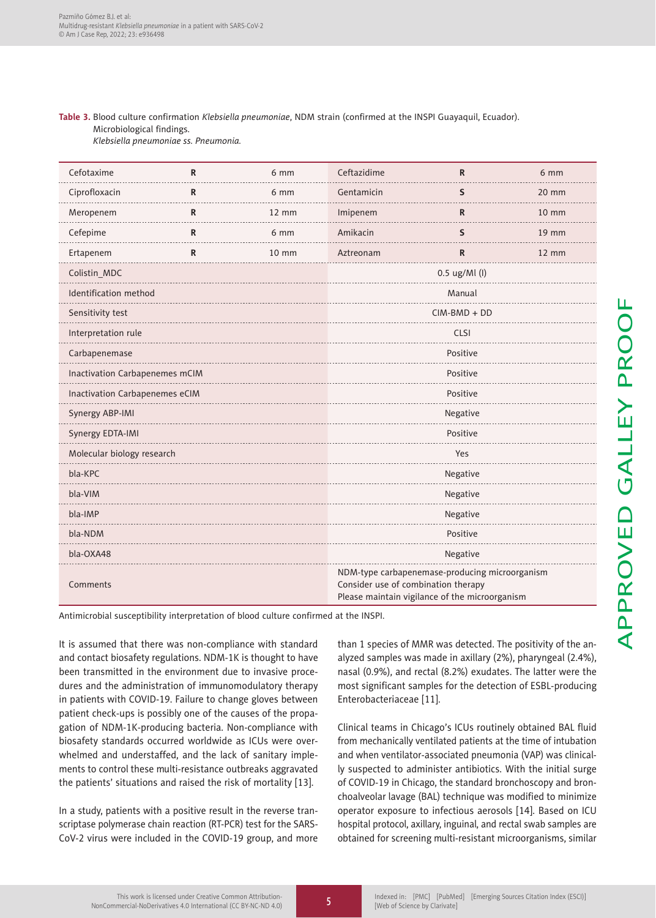**Table 3.** Blood culture confirmation *Klebsiella pneumoniae*, NDM strain (confirmed at the INSPI Guayaquil, Ecuador). Microbiological findings. *Klebsiella pneumoniae ss. Pneumonia.*

| | | | | | |
|---|---|---|---|---|---|
| Cefotaxime | **R** | 6 mm | Ceftazidime | **R** | 6 mm |
| Ciprofloxacin | **R** | 6 mm | Gentamicin | **S** | 20 mm |
| Meropenem | **R** | 12 mm | Imipenem | **R** | 10 mm |
| Cefepime | **R** | 6 mm | Amikacin | **S** | 19 mm |
| Ertapenem | **R** | 10 mm | Aztreonam | **R** | 12 mm |
| Colistin_MDC | | | 0.5 ug/Ml (I) | | |
| Identification method | | | Manual | | |
| Sensitivity test | | | CIM-BMD + DD | | |
| Interpretation rule | | | CLSI | | |
| Carbapenemase | | | Positive | | |
| Inactivation Carbapenemes mCIM | | | Positive | | |
| Inactivation Carbapenemes eCIM | | | Positive | | |
| Synergy ABP-IMI | | | Negative | | |
| Synergy EDTA-IMI | | | Positive | | |
| Molecular biology research | | | Yes | | |
| bla-KPC | | | Negative | | |
| bla-VIM | | | Negative | | |
| bla-IMP | | | Negative | | |
| bla-NDM | | | Positive | | |
| bla-OXA48 | | | Negative | | |
| Comments | | | NDM-type carbapenemase-producing microorganism<br>Consider use of combination therapy<br>Please maintain vigilance of the microorganism | | |

Antimicrobial susceptibility interpretation of blood culture confirmed at the INSPI.

It is assumed that there was non-compliance with standard and contact biosafety regulations. NDM-1K is thought to have been transmitted in the environment due to invasive procedures and the administration of immunomodulatory therapy in patients with COVID-19. Failure to change gloves between patient check-ups is possibly one of the causes of the propagation of NDM-1K-producing bacteria. Non-compliance with biosafety standards occurred worldwide as ICUs were overwhelmed and understaffed, and the lack of sanitary implements to control these multi-resistance outbreaks aggravated the patients' situations and raised the risk of mortality [13].

In a study, patients with a positive result in the reverse transcriptase polymerase chain reaction (RT-PCR) test for the SARS-CoV-2 virus were included in the COVID-19 group, and more than 1 species of MMR was detected. The positivity of the analyzed samples was made in axillary (2%), pharyngeal (2.4%), nasal (0.9%), and rectal (8.2%) exudates. The latter were the most significant samples for the detection of ESBL-producing Enterobacteriaceae [11].

Clinical teams in Chicago's ICUs routinely obtained BAL fluid from mechanically ventilated patients at the time of intubation and when ventilator-associated pneumonia (VAP) was clinically suspected to administer antibiotics. With the initial surge of COVID-19 in Chicago, the standard bronchoscopy and bronchoalveolar lavage (BAL) technique was modified to minimize operator exposure to infectious aerosols [14]. Based on ICU hospital protocol, axillary, inguinal, and rectal swab samples are obtained for screening multi-resistant microorganisms, similar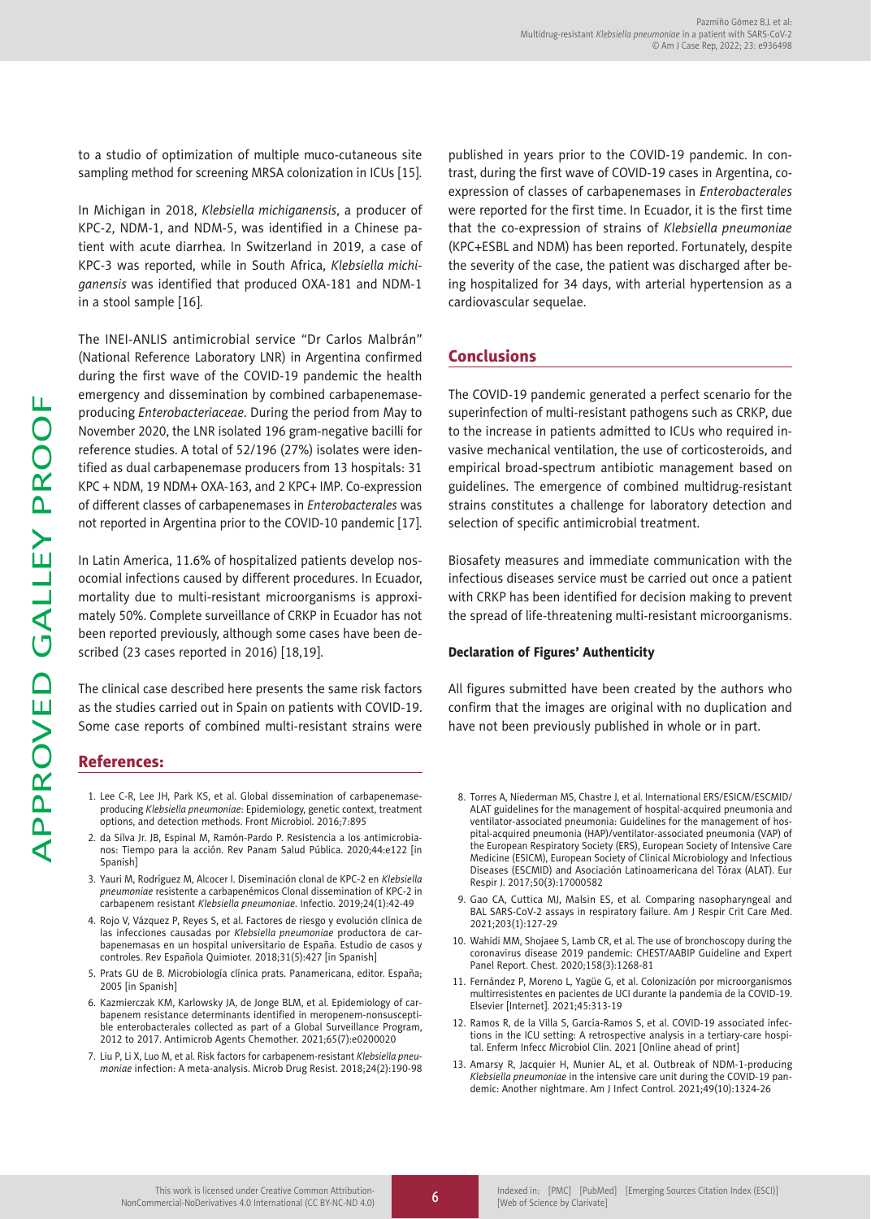to a studio of optimization of multiple muco-cutaneous site sampling method for screening MRSA colonization in ICUs [15].

In Michigan in 2018, *Klebsiella michiganensis*, a producer of KPC-2, NDM-1, and NDM-5, was identified in a Chinese patient with acute diarrhea. In Switzerland in 2019, a case of KPC-3 was reported, while in South Africa, *Klebsiella michiganensis* was identified that produced OXA-181 and NDM-1 in a stool sample [16].

The INEI-ANLIS antimicrobial service "Dr Carlos Malbrán" (National Reference Laboratory LNR) in Argentina confirmed during the first wave of the COVID-19 pandemic the health emergency and dissemination by combined carbapenemase-producing *Enterobacteriaceae*. During the period from May to November 2020, the LNR isolated 196 gram-negative bacilli for reference studies. A total of 52/196 (27%) isolates were identified as dual carbapenemase producers from 13 hospitals: 31 KPC + NDM, 19 NDM+ OXA-163, and 2 KPC+ IMP. Co-expression of different classes of carbapenemases in *Enterobacterales* was not reported in Argentina prior to the COVID-10 pandemic [17].

In Latin America, 11.6% of hospitalized patients develop nosocomial infections caused by different procedures. In Ecuador, mortality due to multi-resistant microorganisms is approximately 50%. Complete surveillance of CRKP in Ecuador has not been reported previously, although some cases have been described (23 cases reported in 2016) [18,19].

The clinical case described here presents the same risk factors as the studies carried out in Spain on patients with COVID-19. Some case reports of combined multi-resistant strains were published in years prior to the COVID-19 pandemic. In contrast, during the first wave of COVID-19 cases in Argentina, co-expression of classes of carbapenemases in *Enterobacterales* were reported for the first time. In Ecuador, it is the first time that the co-expression of strains of *Klebsiella pneumoniae* (KPC+ESBL and NDM) has been reported. Fortunately, despite the severity of the case, the patient was discharged after being hospitalized for 34 days, with arterial hypertension as a cardiovascular sequelae.

## Conclusions

The COVID-19 pandemic generated a perfect scenario for the superinfection of multi-resistant pathogens such as CRKP, due to the increase in patients admitted to ICUs who required invasive mechanical ventilation, the use of corticosteroids, and empirical broad-spectrum antibiotic management based on guidelines. The emergence of combined multidrug-resistant strains constitutes a challenge for laboratory detection and selection of specific antimicrobial treatment.

Biosafety measures and immediate communication with the infectious diseases service must be carried out once a patient with CRKP has been identified for decision making to prevent the spread of life-threatening multi-resistant microorganisms.

#### Declaration of Figures' Authenticity

All figures submitted have been created by the authors who confirm that the images are original with no duplication and have not been previously published in whole or in part.

## References:

1. Lee C-R, Lee JH, Park KS, et al. Global dissemination of carbapenemase-producing *Klebsiella pneumoniae*: Epidemiology, genetic context, treatment options, and detection methods. Front Microbiol. 2016;7:895
2. da Silva Jr. JB, Espinal M, Ramón-Pardo P. Resistencia a los antimicrobianos: Tiempo para la acción. Rev Panam Salud Pública. 2020;44:e122 [in Spanish]
3. Yauri M, Rodríguez M, Alcocer I. Diseminación clonal de KPC-2 en *Klebsiella pneumoniae* resistente a carbapenémicos Clonal dissemination of KPC-2 in carbapenem resistant *Klebsiella pneumoniae*. Infectio. 2019;24(1):42-49
4. Rojo V, Vázquez P, Reyes S, et al. Factores de riesgo y evolución clínica de las infecciones causadas por *Klebsiella pneumoniae* productora de carbapenemasas en un hospital universitario de España. Estudio de casos y controles. Rev Española Quimioter. 2018;31(5):427 [in Spanish]
5. Prats GU de B. Microbiología clínica prats. Panamericana, editor. España; 2005 [in Spanish]
6. Kazmierczak KM, Karlowsky JA, de Jonge BLM, et al. Epidemiology of carbapenem resistance determinants identified in meropenem-nonsusceptible enterobacterales collected as part of a Global Surveillance Program, 2012 to 2017. Antimicrob Agents Chemother. 2021;65(7):e0200020
7. Liu P, Li X, Luo M, et al. Risk factors for carbapenem-resistant *Klebsiella pneumoniae* infection: A meta-analysis. Microb Drug Resist. 2018;24(2):190-98
8. Torres A, Niederman MS, Chastre J, et al. International ERS/ESICM/ESCMID/ALAT guidelines for the management of hospital-acquired pneumonia and ventilator-associated pneumonia: Guidelines for the management of hospital-acquired pneumonia (HAP)/ventilator-associated pneumonia (VAP) of the European Respiratory Society (ERS), European Society of Intensive Care Medicine (ESICM), European Society of Clinical Microbiology and Infectious Diseases (ESCMID) and Asociación Latinoamericana del Tórax (ALAT). Eur Respir J. 2017;50(3):17000582
9. Gao CA, Cuttica MJ, Malsin ES, et al. Comparing nasopharyngeal and BAL SARS-CoV-2 assays in respiratory failure. Am J Respir Crit Care Med. 2021;203(1):127-29
10. Wahidi MM, Shojaee S, Lamb CR, et al. The use of bronchoscopy during the coronavirus disease 2019 pandemic: CHEST/AABIP Guideline and Expert Panel Report. Chest. 2020;158(3):1268-81
11. Fernández P, Moreno L, Yagüe G, et al. Colonización por microorganismos multirresistentes en pacientes de UCI durante la pandemia de la COVID-19. Elsevier [Internet]. 2021;45:313-19
12. Ramos R, de la Villa S, García-Ramos S, et al. COVID-19 associated infections in the ICU setting: A retrospective analysis in a tertiary-care hospital. Enferm Infecc Microbiol Clin. 2021 [Online ahead of print]
13. Amarsy R, Jacquier H, Munier AL, et al. Outbreak of NDM-1-producing *Klebsiella pneumoniae* in the intensive care unit during the COVID-19 pandemic: Another nightmare. Am J Infect Control. 2021;49(10):1324-26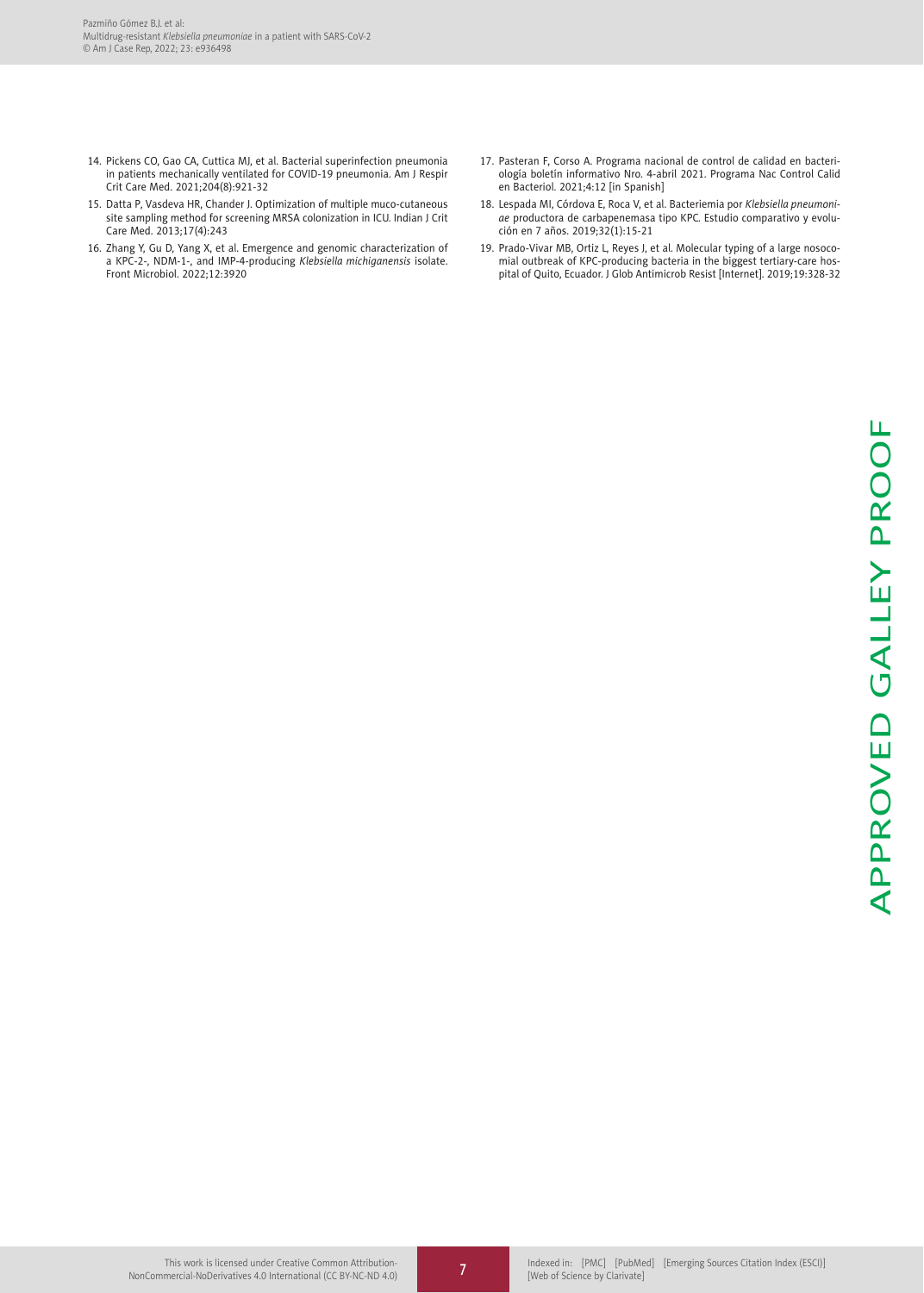14. Pickens CO, Gao CA, Cuttica MJ, et al. Bacterial superinfection pneumonia in patients mechanically ventilated for COVID-19 pneumonia. Am J Respir Crit Care Med. 2021;204(8):921-32
15. Datta P, Vasdeva HR, Chander J. Optimization of multiple muco-cutaneous site sampling method for screening MRSA colonization in ICU. Indian J Crit Care Med. 2013;17(4):243
16. Zhang Y, Gu D, Yang X, et al. Emergence and genomic characterization of a KPC-2-, NDM-1-, and IMP-4-producing *Klebsiella michiganensis* isolate. Front Microbiol. 2022;12:3920
17. Pasteran F, Corso A. Programa nacional de control de calidad en bacteriología boletín informativo Nro. 4-abril 2021. Programa Nac Control Calid en Bacteriol. 2021;4:12 [in Spanish]
18. Lespada MI, Córdova E, Roca V, et al. Bacteriemia por *Klebsiella pneumoniae* productora de carbapenemasa tipo KPC. Estudio comparativo y evolución en 7 años. 2019;32(1):15-21
19. Prado-Vivar MB, Ortiz L, Reyes J, et al. Molecular typing of a large nosocomial outbreak of KPC-producing bacteria in the biggest tertiary-care hospital of Quito, Ecuador. J Glob Antimicrob Resist [Internet]. 2019;19:328-32